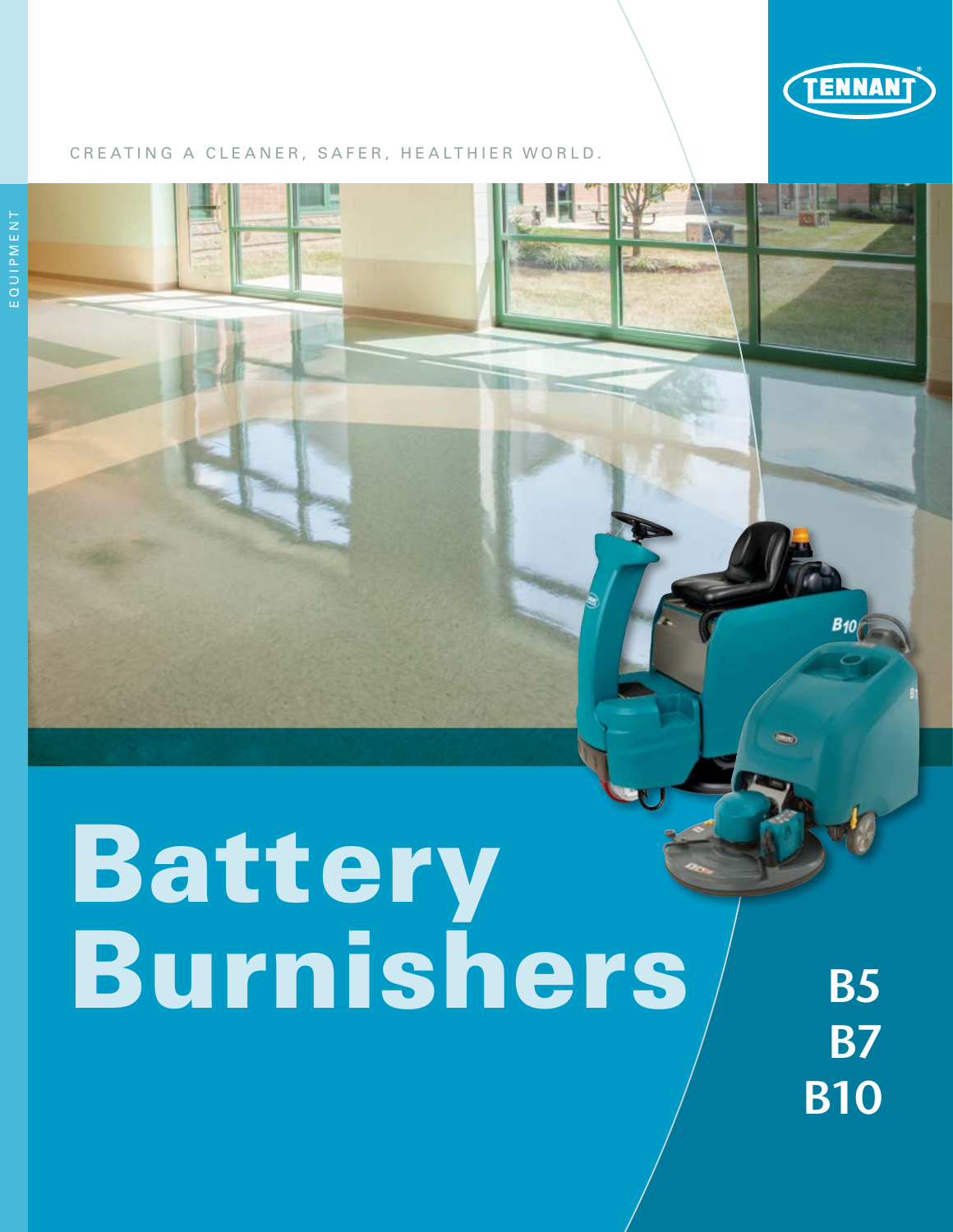TENNANT

CREATING A CLEANER, SAFER, HEALTHIER WORLD.

EQUIPMENT

# Battery Burnishers

**B5**
**B7**
**B10**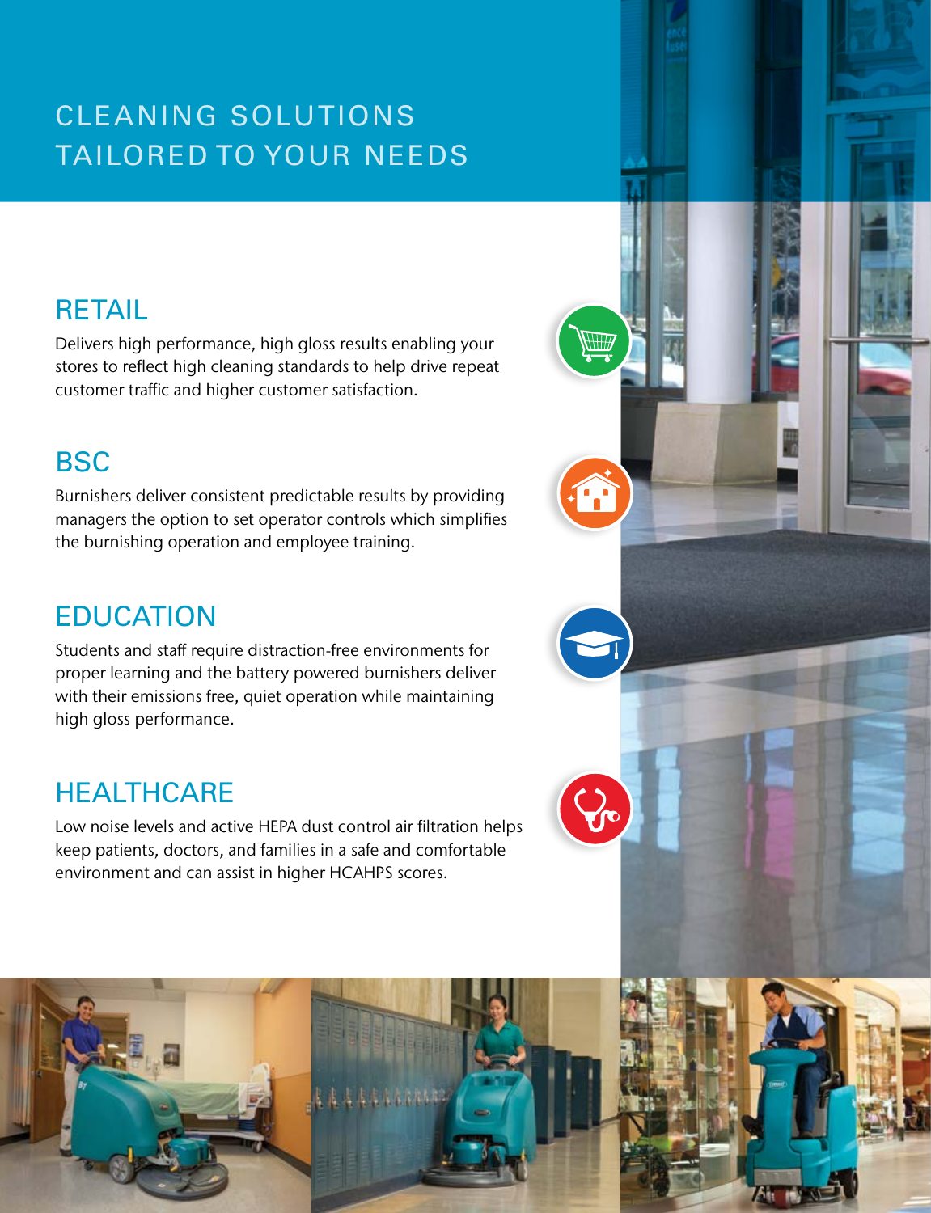# CLEANING SOLUTIONS TAILORED TO YOUR NEEDS

## RETAIL

Delivers high performance, high gloss results enabling your stores to reflect high cleaning standards to help drive repeat customer traffic and higher customer satisfaction.

## BSC

Burnishers deliver consistent predictable results by providing managers the option to set operator controls which simplifies the burnishing operation and employee training.

## EDUCATION

Students and staff require distraction-free environments for proper learning and the battery powered burnishers deliver with their emissions free, quiet operation while maintaining high gloss performance.

## HEALTHCARE

Low noise levels and active HEPA dust control air filtration helps keep patients, doctors, and families in a safe and comfortable environment and can assist in higher HCAHPS scores.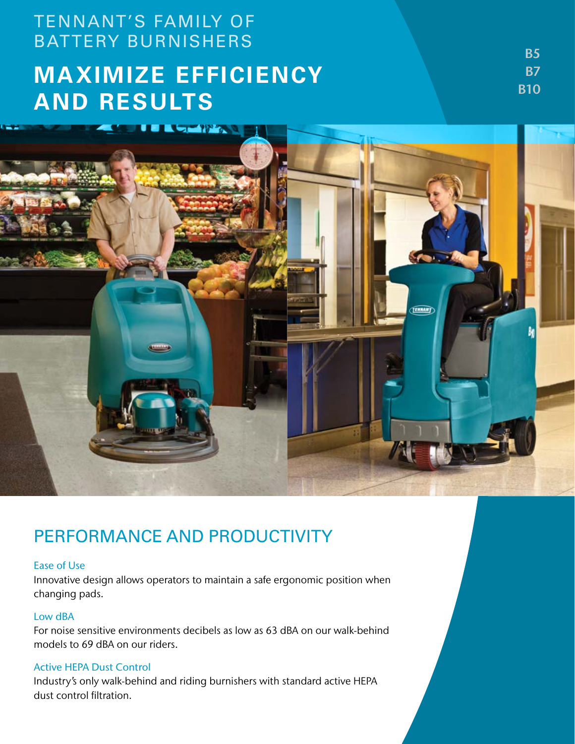TENNANT'S FAMILY OF BATTERY BURNISHERS

# MAXIMIZE EFFICIENCY AND RESULTS

B5
B7
B10

## PERFORMANCE AND PRODUCTIVITY

### Ease of Use

Innovative design allows operators to maintain a safe ergonomic position when changing pads.

### Low dBA

For noise sensitive environments decibels as low as 63 dBA on our walk-behind models to 69 dBA on our riders.

### Active HEPA Dust Control

Industry's only walk-behind and riding burnishers with standard active HEPA dust control filtration.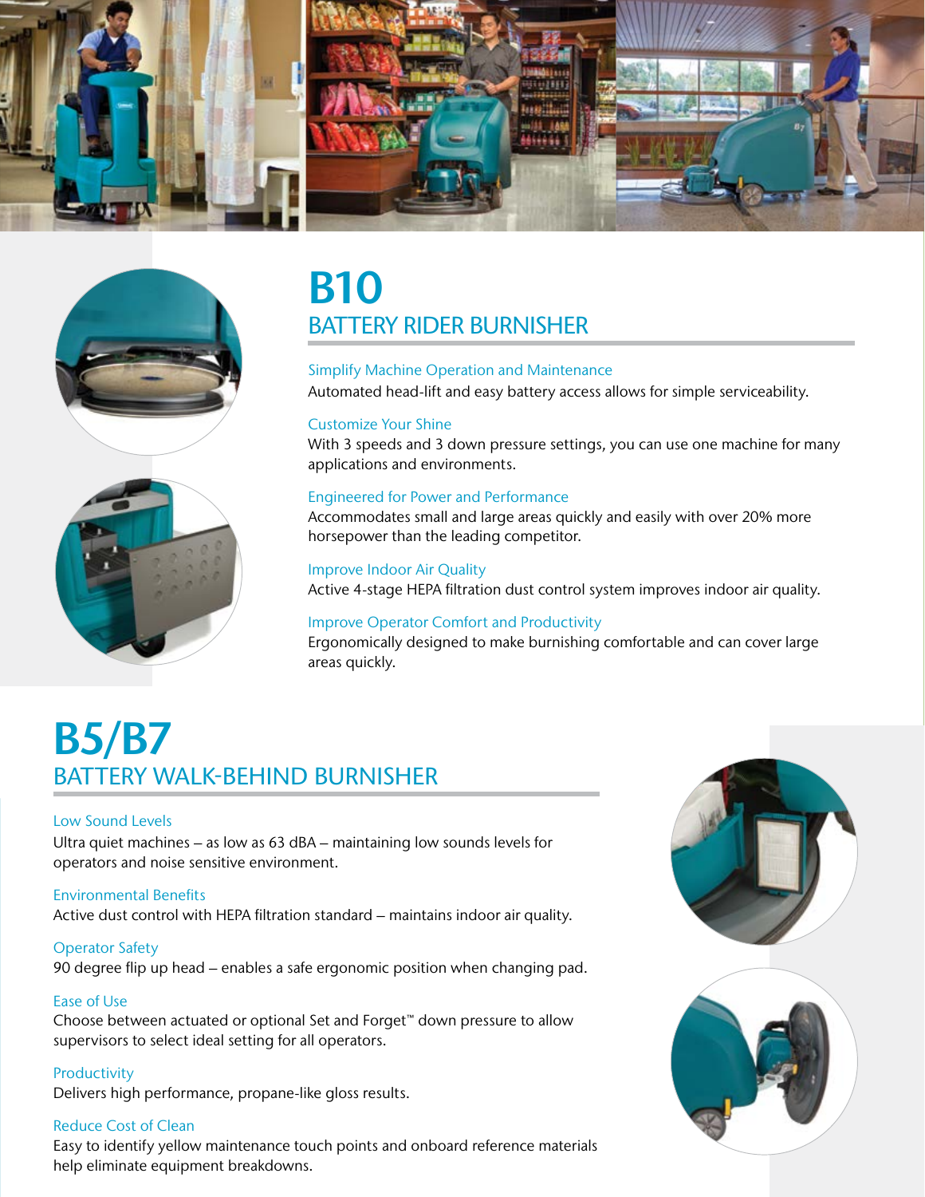# B10

## BATTERY RIDER BURNISHER

### Simplify Machine Operation and Maintenance

Automated head-lift and easy battery access allows for simple serviceability.

### Customize Your Shine

With 3 speeds and 3 down pressure settings, you can use one machine for many applications and environments.

### Engineered for Power and Performance

Accommodates small and large areas quickly and easily with over 20% more horsepower than the leading competitor.

### Improve Indoor Air Quality

Active 4-stage HEPA filtration dust control system improves indoor air quality.

### Improve Operator Comfort and Productivity

Ergonomically designed to make burnishing comfortable and can cover large areas quickly.

# B5/B7

## BATTERY WALK-BEHIND BURNISHER

### Low Sound Levels

Ultra quiet machines – as low as 63 dBA – maintaining low sounds levels for operators and noise sensitive environment.

### Environmental Benefits

Active dust control with HEPA filtration standard – maintains indoor air quality.

### Operator Safety

90 degree flip up head – enables a safe ergonomic position when changing pad.

### Ease of Use

Choose between actuated or optional Set and Forget™ down pressure to allow supervisors to select ideal setting for all operators.

### Productivity

Delivers high performance, propane-like gloss results.

### Reduce Cost of Clean

Easy to identify yellow maintenance touch points and onboard reference materials help eliminate equipment breakdowns.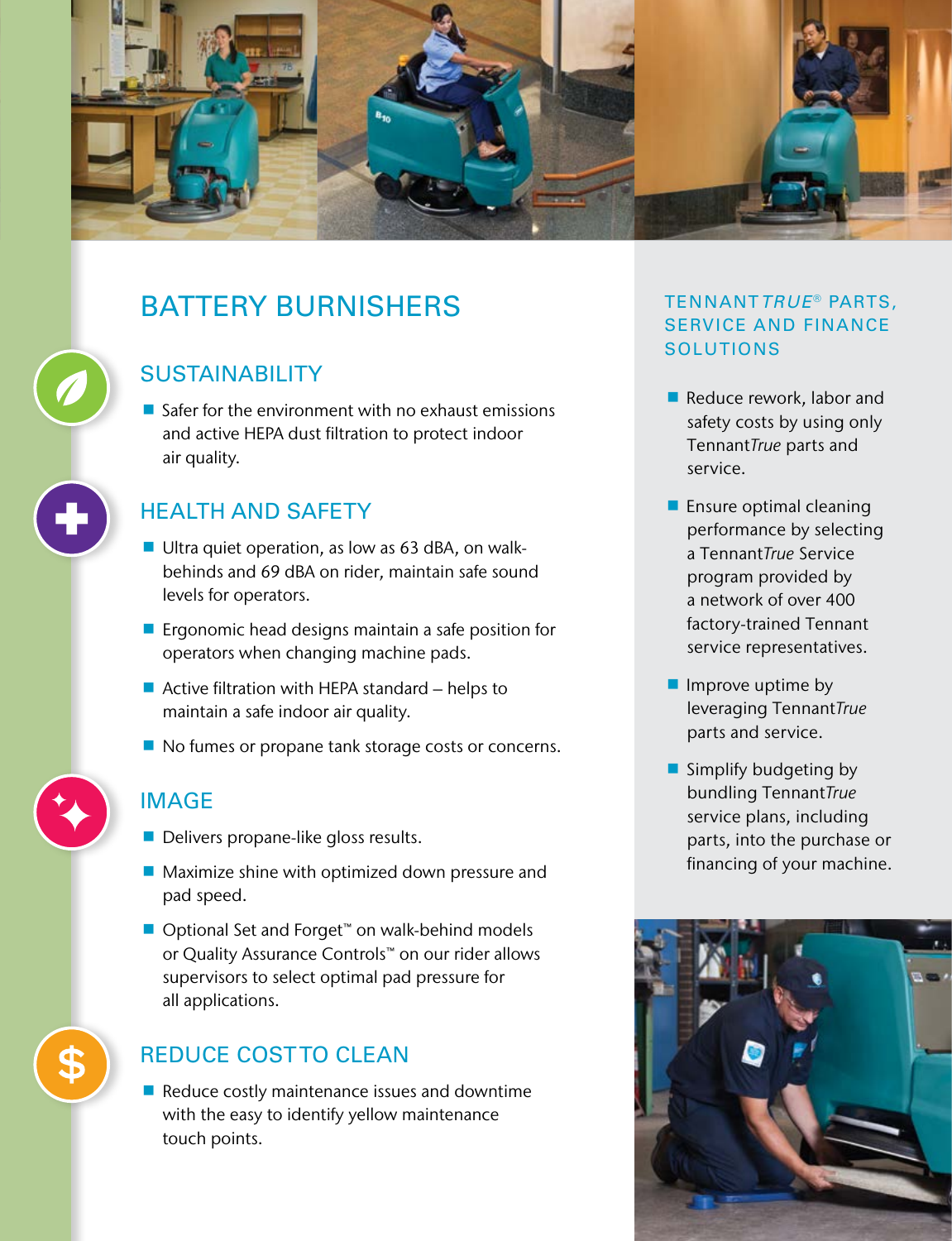# BATTERY BURNISHERS

## SUSTAINABILITY

- Safer for the environment with no exhaust emissions and active HEPA dust filtration to protect indoor air quality.

## HEALTH AND SAFETY

- Ultra quiet operation, as low as 63 dBA, on walk-behinds and 69 dBA on rider, maintain safe sound levels for operators.
- Ergonomic head designs maintain a safe position for operators when changing machine pads.
- Active filtration with HEPA standard – helps to maintain a safe indoor air quality.
- No fumes or propane tank storage costs or concerns.

## IMAGE

- Delivers propane-like gloss results.
- Maximize shine with optimized down pressure and pad speed.
- Optional Set and Forget™ on walk-behind models or Quality Assurance Controls™ on our rider allows supervisors to select optimal pad pressure for all applications.

## REDUCE COST TO CLEAN

- Reduce costly maintenance issues and downtime with the easy to identify yellow maintenance touch points.

## TENNANT *TRUE*® PARTS, SERVICE AND FINANCE SOLUTIONS

- Reduce rework, labor and safety costs by using only Tennant*True* parts and service.
- Ensure optimal cleaning performance by selecting a Tennant*True* Service program provided by a network of over 400 factory-trained Tennant service representatives.
- Improve uptime by leveraging Tennant*True* parts and service.
- Simplify budgeting by bundling Tennant*True* service plans, including parts, into the purchase or financing of your machine.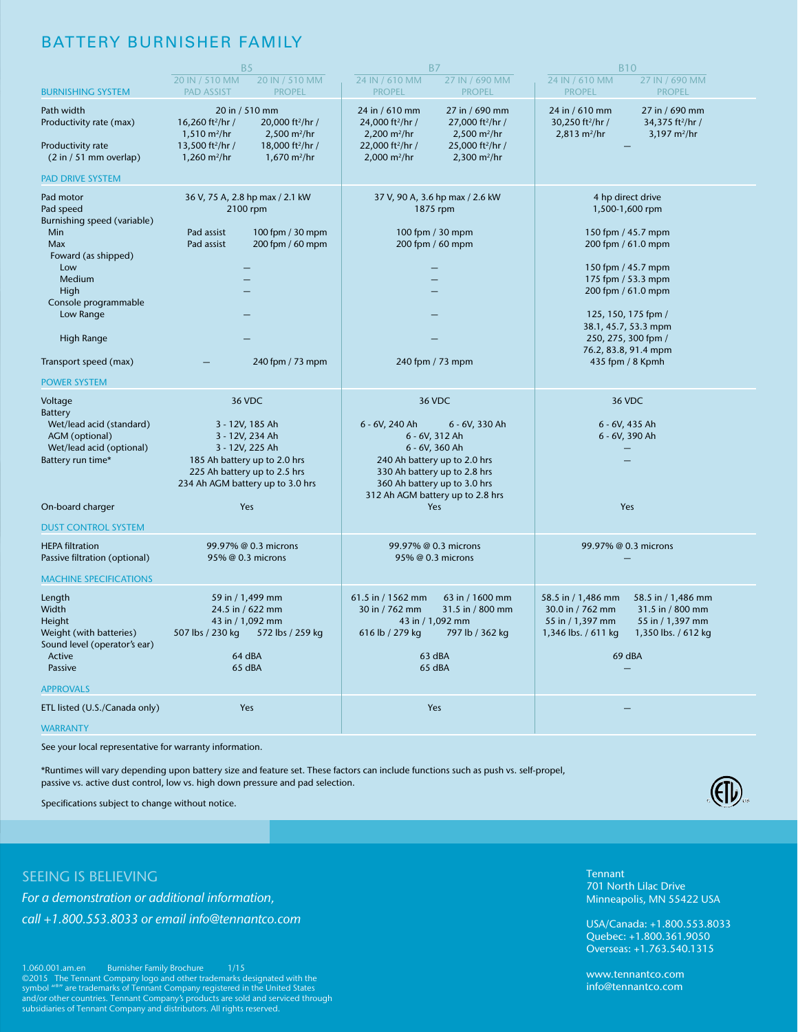## BATTERY BURNISHER FAMILY

| | B5 | | B7 | | B10 | |
|---|---|---|---|---|---|---|
| **BURNISHING SYSTEM** | 20 IN / 510 MM PAD ASSIST | 20 IN / 510 MM PROPEL | 24 IN / 610 MM PROPEL | 27 IN / 690 MM PROPEL | 24 IN / 610 MM PROPEL | 27 IN / 690 MM PROPEL |
| Path width | 20 in / 510 mm | | 24 in / 610 mm | 27 in / 690 mm | 24 in / 610 mm | 27 in / 690 mm |
| Productivity rate (max) | 16,260 ft²/hr / 1,510 m²/hr | 20,000 ft²/hr / 2,500 m²/hr | 24,000 ft²/hr / 2,200 m²/hr | 27,000 ft²/hr / 2,500 m²/hr | 30,250 ft²/hr / 2,813 m²/hr | 34,375 ft²/hr / 3,197 m²/hr |
| Productivity rate (2 in / 51 mm overlap) | 13,500 ft²/hr / 1,260 m²/hr | 18,000 ft²/hr / 1,670 m²/hr | 22,000 ft²/hr / 2,000 m²/hr | 25,000 ft²/hr / 2,300 m²/hr | – | |
| **PAD DRIVE SYSTEM** | | | | | | |
| Pad motor | 36 V, 75 A, 2.8 hp max / 2.1 kW | | 37 V, 90 A, 3.6 hp max / 2.6 kW | | 4 hp direct drive | |
| Pad speed | 2100 rpm | | 1875 rpm | | 1,500-1,600 rpm | |
| Burnishing speed (variable) | | | | | | |
| Min | Pad assist | 100 fpm / 30 mpm | 100 fpm / 30 mpm | | 150 fpm / 45.7 mpm | |
| Max | Pad assist | 200 fpm / 60 mpm | 200 fpm / 60 mpm | | 200 fpm / 61.0 mpm | |
| Foward (as shipped) | | | | | | |
| Low | – | | – | | 150 fpm / 45.7 mpm | |
| Medium | – | | – | | 175 fpm / 53.3 mpm | |
| High | – | | – | | 200 fpm / 61.0 mpm | |
| Console programmable | | | | | | |
| Low Range | – | | – | | 125, 150, 175 fpm / 38.1, 45.7, 53.3 mpm | |
| High Range | – | | – | | 250, 275, 300 fpm / 76.2, 83.8, 91.4 mpm | |
| Transport speed (max) | – | 240 fpm / 73 mpm | 240 fpm / 73 mpm | | 435 fpm / 8 Kpmh | |
| **POWER SYSTEM** | | | | | | |
| Voltage | 36 VDC | | 36 VDC | | 36 VDC | |
| Battery | | | | | | |
| Wet/lead acid (standard) | 3 - 12V, 185 Ah | | 6 - 6V, 240 Ah | 6 - 6V, 330 Ah | 6 - 6V, 435 Ah | |
| AGM (optional) | 3 - 12V, 234 Ah | | 6 - 6V, 312 Ah | | 6 - 6V, 390 Ah | |
| Wet/lead acid (optional) | 3 - 12V, 225 Ah | | 6 - 6V, 360 Ah | | – | |
| Battery run time* | 185 Ah battery up to 2.0 hrs<br>225 Ah battery up to 2.5 hrs<br>234 Ah AGM battery up to 3.0 hrs | | 240 Ah battery up to 2.0 hrs<br>330 Ah battery up to 2.8 hrs<br>360 Ah battery up to 3.0 hrs<br>312 Ah AGM battery up to 2.8 hrs | | – | |
| On-board charger | Yes | | Yes | | Yes | |
| **DUST CONTROL SYSTEM** | | | | | | |
| HEPA filtration | 99.97% @ 0.3 microns | | 99.97% @ 0.3 microns | | 99.97% @ 0.3 microns | |
| Passive filtration (optional) | 95% @ 0.3 microns | | 95% @ 0.3 microns | | – | |
| **MACHINE SPECIFICATIONS** | | | | | | |
| Length | 59 in / 1,499 mm | | 61.5 in / 1562 mm | 63 in / 1600 mm | 58.5 in / 1,486 mm | 58.5 in / 1,486 mm |
| Width | 24.5 in / 622 mm | | 30 in / 762 mm | 31.5 in / 800 mm | 30.0 in / 762 mm | 31.5 in / 800 mm |
| Height | 43 in / 1,092 mm | | 43 in / 1,092 mm | | 55 in / 1,397 mm | 55 in / 1,397 mm |
| Weight (with batteries) | 507 lbs / 230 kg | 572 lbs / 259 kg | 616 lb / 279 kg | 797 lb / 362 kg | 1,346 lbs. / 611 kg | 1,350 lbs. / 612 kg |
| Sound level (operator's ear) | | | | | | |
| Active | 64 dBA | | 63 dBA | | 69 dBA | |
| Passive | 65 dBA | | 65 dBA | | – | |
| **APPROVALS** | | | | | | |
| ETL listed (U.S./Canada only) | Yes | | Yes | | – | |
| **WARRANTY** | | | | | | |

See your local representative for warranty information.

*Runtimes will vary depending upon battery size and feature set. These factors can include functions such as push vs. self-propel, passive vs. active dust control, low vs. high down pressure and pad selection.

Specifications subject to change without notice.

## SEEING IS BELIEVING

*For a demonstration or additional information, call +1.800.553.8033 or email info@tennantco.com*

Tennant
701 North Lilac Drive
Minneapolis, MN 55422 USA

USA/Canada: +1.800.553.8033
Quebec: +1.800.361.9050
Overseas: +1.763.540.1315

www.tennantco.com
info@tennantco.com

1.060.001.am.en Burnisher Family Brochure 1/15
©2015 The Tennant Company logo and other trademarks designated with the symbol "®" are trademarks of Tennant Company registered in the United States and/or other countries. Tennant Company's products are sold and serviced through subsidiaries of Tennant Company and distributors. All rights reserved.